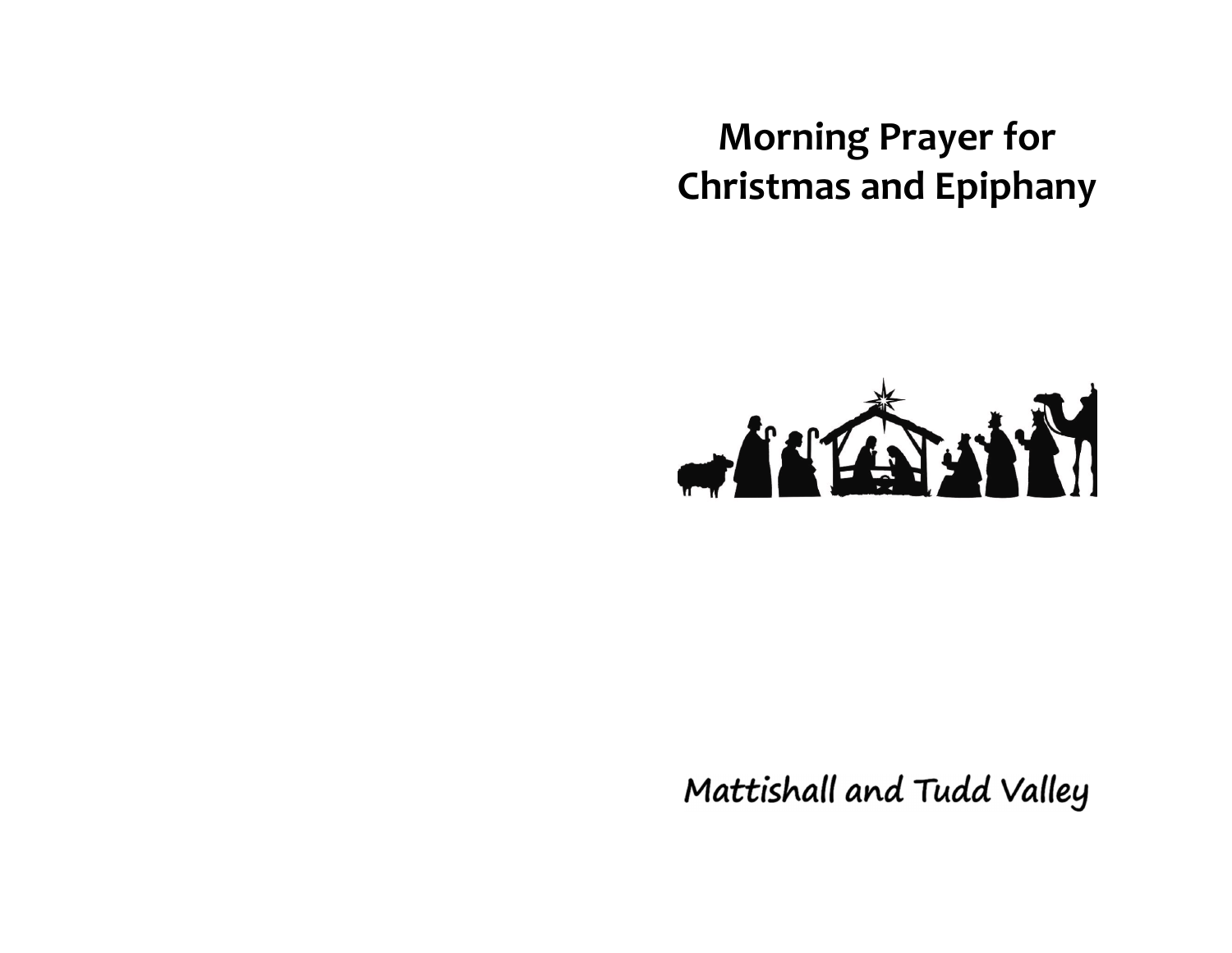# Morning Prayer for Christmas and Epiphany

Mattishall and Tudd Valley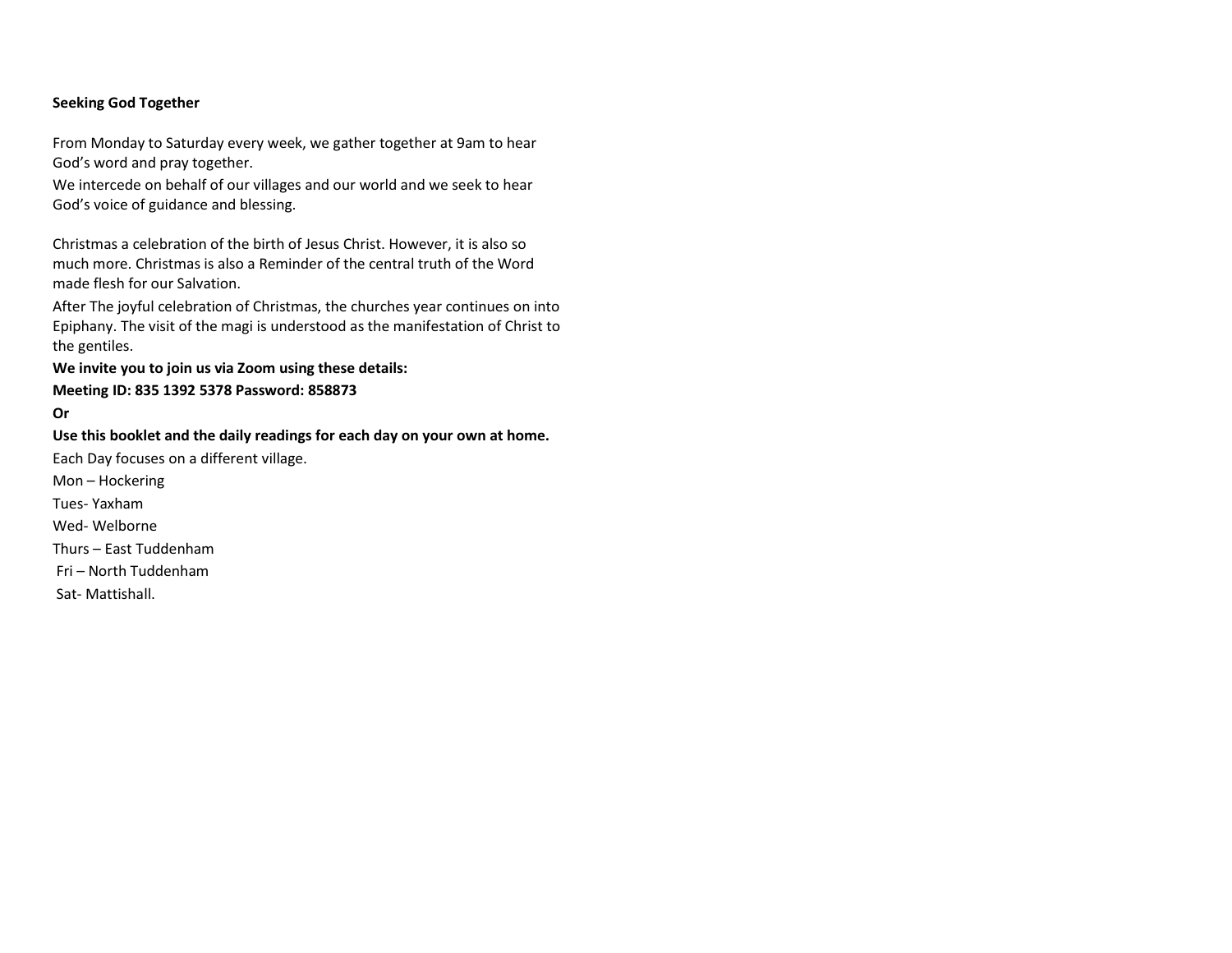**Seeking God Together**

From Monday to Saturday every week, we gather together at 9am to hear God's word and pray together.

We intercede on behalf of our villages and our world and we seek to hear God's voice of guidance and blessing.

Christmas a celebration of the birth of Jesus Christ. However, it is also so much more. Christmas is also a Reminder of the central truth of the Word made flesh for our Salvation.

After The joyful celebration of Christmas, the churches year continues on into Epiphany. The visit of the magi is understood as the manifestation of Christ to the gentiles.

**We invite you to join us via Zoom using these details:**

**Meeting ID: 835 1392 5378 Password: 858873**

**Or**

**Use this booklet and the daily readings for each day on your own at home.**

Each Day focuses on a different village.

Mon – Hockering

Tues- Yaxham

Wed- Welborne

Thurs – East Tuddenham

Fri – North Tuddenham

Sat- Mattishall.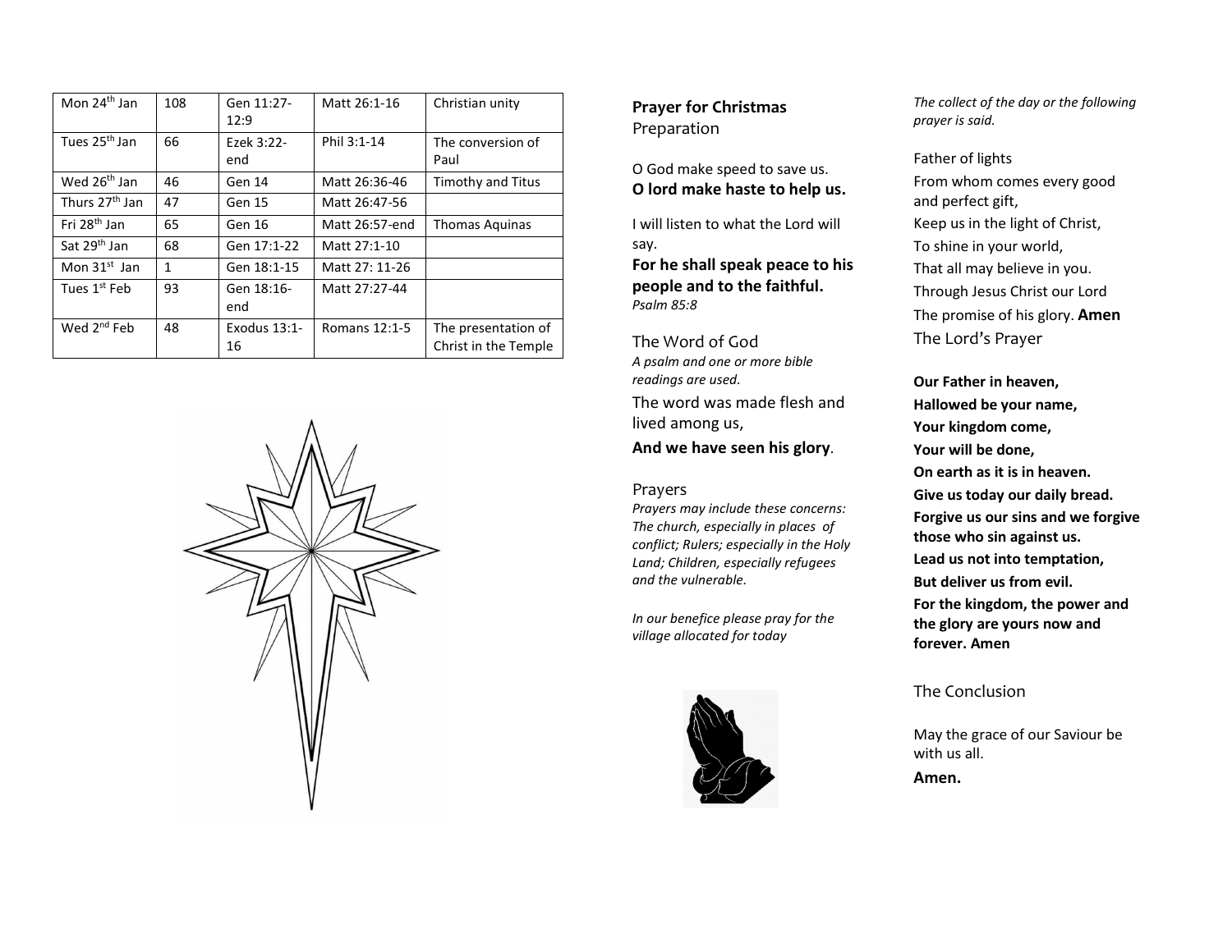| Mon 24th Jan | 108 | Gen 11:27-12:9 | Matt 26:1-16 | Christian unity |
|---|---|---|---|---|
| Tues 25th Jan | 66 | Ezek 3:22-end | Phil 3:1-14 | The conversion of Paul |
| Wed 26th Jan | 46 | Gen 14 | Matt 26:36-46 | Timothy and Titus |
| Thurs 27th Jan | 47 | Gen 15 | Matt 26:47-56 | |
| Fri 28th Jan | 65 | Gen 16 | Matt 26:57-end | Thomas Aquinas |
| Sat 29th Jan | 68 | Gen 17:1-22 | Matt 27:1-10 | |
| Mon 31st Jan | 1 | Gen 18:1-15 | Matt 27: 11-26 | |
| Tues 1st Feb | 93 | Gen 18:16-end | Matt 27:27-44 | |
| Wed 2nd Feb | 48 | Exodus 13:1-16 | Romans 12:1-5 | The presentation of Christ in the Temple |

**Prayer for Christmas**

Preparation

O God make speed to save us.
**O lord make haste to help us.**

I will listen to what the Lord will say.
**For he shall speak peace to his people and to the faithful.**
*Psalm 85:8*

The Word of God

*A psalm and one or more bible readings are used.*

The word was made flesh and lived among us,

**And we have seen his glory**.

Prayers

*Prayers may include these concerns: The church, especially in places of conflict; Rulers; especially in the Holy Land; Children, especially refugees and the vulnerable.*

*In our benefice please pray for the village allocated for today*

*The collect of the day or the following prayer is said.*

Father of lights
From whom comes every good and perfect gift,
Keep us in the light of Christ,
To shine in your world,
That all may believe in you.
Through Jesus Christ our Lord
The promise of his glory. **Amen**

The Lord's Prayer

**Our Father in heaven,**
**Hallowed be your name,**
**Your kingdom come,**
**Your will be done,**
**On earth as it is in heaven.**
**Give us today our daily bread.**
**Forgive us our sins and we forgive those who sin against us.**
**Lead us not into temptation,**
**But deliver us from evil.**
**For the kingdom, the power and the glory are yours now and forever. Amen**

The Conclusion

May the grace of our Saviour be with us all.

**Amen.**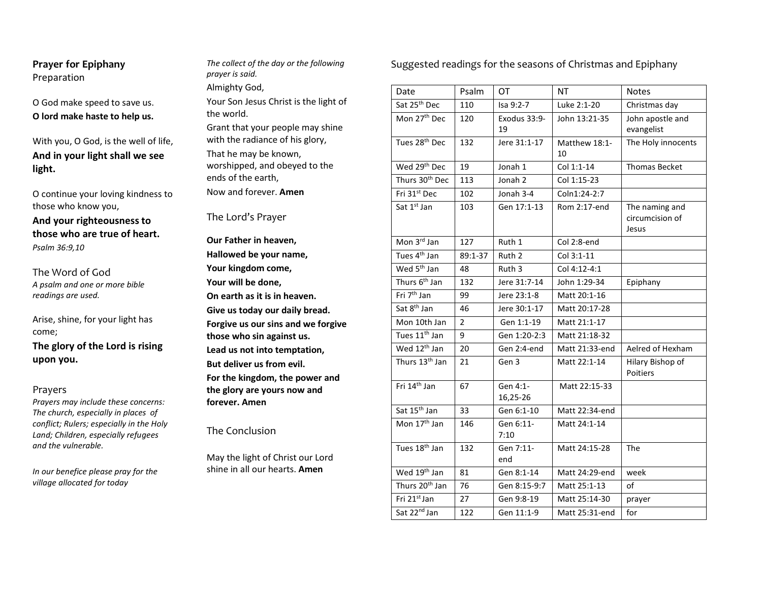**Prayer for Epiphany**

Preparation

O God make speed to save us.
**O lord make haste to help us.**

With you, O God, is the well of life,
**And in your light shall we see light.**

O continue your loving kindness to those who know you,
**And your righteousness to those who are true of heart.**
*Psalm 36:9,10*

## The Word of God

*A psalm and one or more bible readings are used.*

Arise, shine, for your light has come;
**The glory of the Lord is rising upon you.**

## Prayers

*Prayers may include these concerns: The church, especially in places of conflict; Rulers; especially in the Holy Land; Children, especially refugees and the vulnerable.*

*In our benefice please pray for the village allocated for today*

*The collect of the day or the following prayer is said.*

Almighty God,
Your Son Jesus Christ is the light of the world.
Grant that your people may shine with the radiance of his glory,
That he may be known, worshipped, and obeyed to the ends of the earth,
Now and forever. **Amen**

## The Lord's Prayer

**Our Father in heaven,**
**Hallowed be your name,**
**Your kingdom come,**
**Your will be done,**
**On earth as it is in heaven.**
**Give us today our daily bread.**
**Forgive us our sins and we forgive those who sin against us.**
**Lead us not into temptation,**
**But deliver us from evil.**
**For the kingdom, the power and the glory are yours now and forever. Amen**

## The Conclusion

May the light of Christ our Lord shine in all our hearts. **Amen**

## Suggested readings for the seasons of Christmas and Epiphany

| Date | Psalm | OT | NT | Notes |
|---|---|---|---|---|
| Sat 25th Dec | 110 | Isa 9:2-7 | Luke 2:1-20 | Christmas day |
| Mon 27th Dec | 120 | Exodus 33:9-19 | John 13:21-35 | John apostle and evangelist |
| Tues 28th Dec | 132 | Jere 31:1-17 | Matthew 18:1-10 | The Holy innocents |
| Wed 29th Dec | 19 | Jonah 1 | Col 1:1-14 | Thomas Becket |
| Thurs 30th Dec | 113 | Jonah 2 | Col 1:15-23 | |
| Fri 31st Dec | 102 | Jonah 3-4 | Coln1:24-2:7 | |
| Sat 1st Jan | 103 | Gen 17:1-13 | Rom 2:17-end | The naming and circumcision of Jesus |
| Mon 3rd Jan | 127 | Ruth 1 | Col 2:8-end | |
| Tues 4th Jan | 89:1-37 | Ruth 2 | Col 3:1-11 | |
| Wed 5th Jan | 48 | Ruth 3 | Col 4:12-4:1 | |
| Thurs 6th Jan | 132 | Jere 31:7-14 | John 1:29-34 | Epiphany |
| Fri 7th Jan | 99 | Jere 23:1-8 | Matt 20:1-16 | |
| Sat 8th Jan | 46 | Jere 30:1-17 | Matt 20:17-28 | |
| Mon 10th Jan | 2 | Gen 1:1-19 | Matt 21:1-17 | |
| Tues 11th Jan | 9 | Gen 1:20-2:3 | Matt 21:18-32 | |
| Wed 12th Jan | 20 | Gen 2:4-end | Matt 21:33-end | Aelred of Hexham |
| Thurs 13th Jan | 21 | Gen 3 | Matt 22:1-14 | Hilary Bishop of Poitiers |
| Fri 14th Jan | 67 | Gen 4:1-16,25-26 | Matt 22:15-33 | |
| Sat 15th Jan | 33 | Gen 6:1-10 | Matt 22:34-end | |
| Mon 17th Jan | 146 | Gen 6:11-7:10 | Matt 24:1-14 | |
| Tues 18th Jan | 132 | Gen 7:11-end | Matt 24:15-28 | The |
| Wed 19th Jan | 81 | Gen 8:1-14 | Matt 24:29-end | week |
| Thurs 20th Jan | 76 | Gen 8:15-9:7 | Matt 25:1-13 | of |
| Fri 21st Jan | 27 | Gen 9:8-19 | Matt 25:14-30 | prayer |
| Sat 22nd Jan | 122 | Gen 11:1-9 | Matt 25:31-end | for |